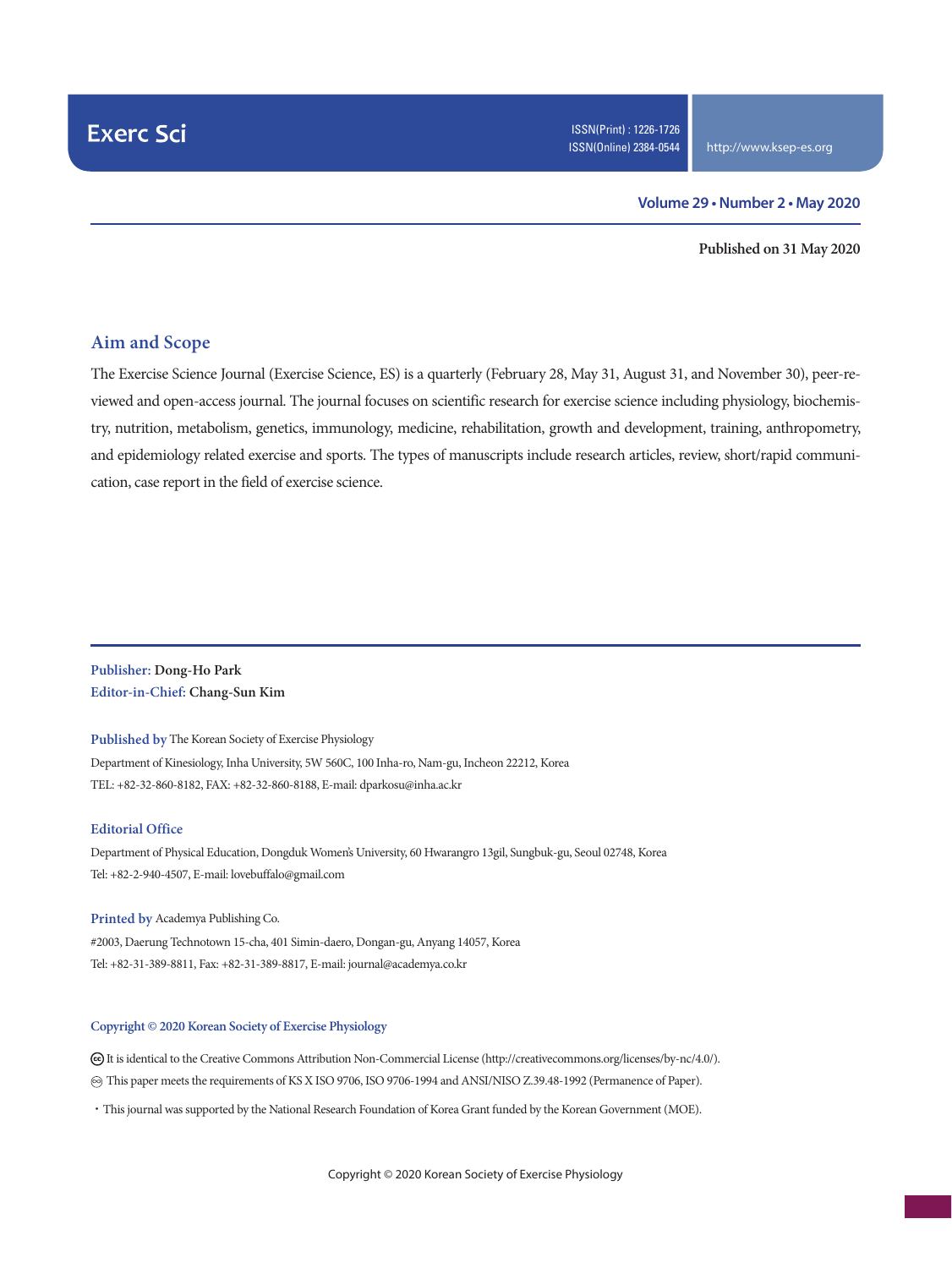Exerc Sci

ISSN(Print) : 1226-1726
ISSN(Online) 2384-0544

http://www.ksep-es.org

**Volume 29 • Number 2 • May 2020**

**Published on 31 May 2020**

## Aim and Scope

The Exercise Science Journal (Exercise Science, ES) is a quarterly (February 28, May 31, August 31, and November 30), peer-reviewed and open-access journal. The journal focuses on scientific research for exercise science including physiology, biochemistry, nutrition, metabolism, genetics, immunology, medicine, rehabilitation, growth and development, training, anthropometry, and epidemiology related exercise and sports. The types of manuscripts include research articles, review, short/rapid communication, case report in the field of exercise science.

**Publisher:** Dong-Ho Park
**Editor-in-Chief:** Chang-Sun Kim

**Published by** The Korean Society of Exercise Physiology
Department of Kinesiology, Inha University, 5W 560C, 100 Inha-ro, Nam-gu, Incheon 22212, Korea
TEL: +82-32-860-8182, FAX: +82-32-860-8188, E-mail: dparkosu@inha.ac.kr

**Editorial Office**
Department of Physical Education, Dongduk Women's University, 60 Hwarangro 13gil, Sungbuk-gu, Seoul 02748, Korea
Tel: +82-2-940-4507, E-mail: lovebuffalo@gmail.com

**Printed by** Academya Publishing Co.
#2003, Daerung Technotown 15-cha, 401 Simin-daero, Dongan-gu, Anyang 14057, Korea
Tel: +82-31-389-8811, Fax: +82-31-389-8817, E-mail: journal@academya.co.kr

**Copyright © 2020 Korean Society of Exercise Physiology**

It is identical to the Creative Commons Attribution Non-Commercial License (http://creativecommons.org/licenses/by-nc/4.0/).
This paper meets the requirements of KS X ISO 9706, ISO 9706-1994 and ANSI/NISO Z.39.48-1992 (Permanence of Paper).

・This journal was supported by the National Research Foundation of Korea Grant funded by the Korean Government (MOE).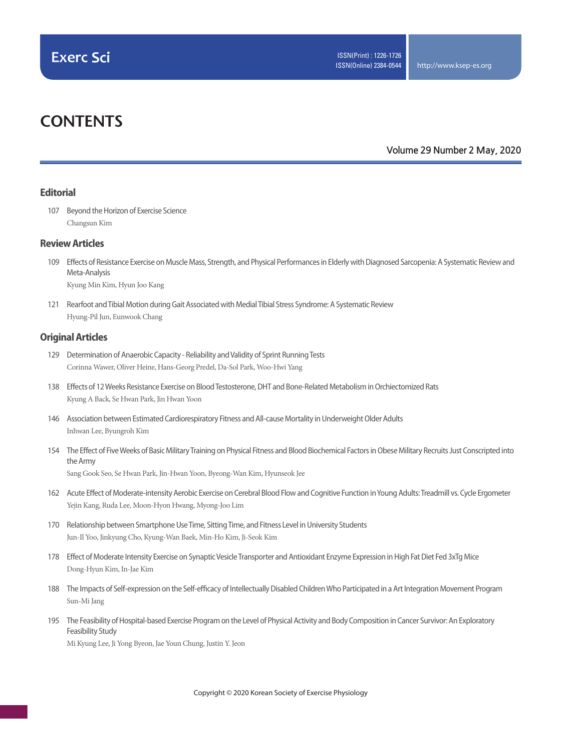# CONTENTS

Volume 29 Number 2 May, 2020

## Editorial

107 Beyond the Horizon of Exercise Science
Changsun Kim

## Review Articles

109 Effects of Resistance Exercise on Muscle Mass, Strength, and Physical Performances in Elderly with Diagnosed Sarcopenia: A Systematic Review and Meta-Analysis
Kyung Min Kim, Hyun Joo Kang

121 Rearfoot and Tibial Motion during Gait Associated with Medial Tibial Stress Syndrome: A Systematic Review
Hyung-Pil Jun, Eunwook Chang

## Original Articles

129 Determination of Anaerobic Capacity - Reliability and Validity of Sprint Running Tests
Corinna Wawer, Oliver Heine, Hans-Georg Predel, Da-Sol Park, Woo-Hwi Yang

138 Effects of 12 Weeks Resistance Exercise on Blood Testosterone, DHT and Bone-Related Metabolism in Orchiectomized Rats
Kyung A Back, Se Hwan Park, Jin Hwan Yoon

146 Association between Estimated Cardiorespiratory Fitness and All-cause Mortality in Underweight Older Adults
Inhwan Lee, Byungroh Kim

154 The Effect of Five Weeks of Basic Military Training on Physical Fitness and Blood Biochemical Factors in Obese Military Recruits Just Conscripted into the Army
Sang Gook Seo, Se Hwan Park, Jin-Hwan Yoon, Byeong-Wan Kim, Hyunseok Jee

162 Acute Effect of Moderate-intensity Aerobic Exercise on Cerebral Blood Flow and Cognitive Function in Young Adults: Treadmill vs. Cycle Ergometer
Yejin Kang, Ruda Lee, Moon-Hyon Hwang, Myong-Joo Lim

170 Relationship between Smartphone Use Time, Sitting Time, and Fitness Level in University Students
Jun-Il Yoo, Jinkyung Cho, Kyung-Wan Baek, Min-Ho Kim, Ji-Seok Kim

178 Effect of Moderate Intensity Exercise on Synaptic Vesicle Transporter and Antioxidant Enzyme Expression in High Fat Diet Fed 3xTg Mice
Dong-Hyun Kim, In-Jae Kim

188 The Impacts of Self-expression on the Self-efficacy of Intellectually Disabled Children Who Participated in a Art Integration Movement Program
Sun-Mi Jang

195 The Feasibility of Hospital-based Exercise Program on the Level of Physical Activity and Body Composition in Cancer Survivor: An Exploratory Feasibility Study
Mi Kyung Lee, Ji Yong Byeon, Jae Youn Chung, Justin Y. Jeon

Copyright © 2020 Korean Society of Exercise Physiology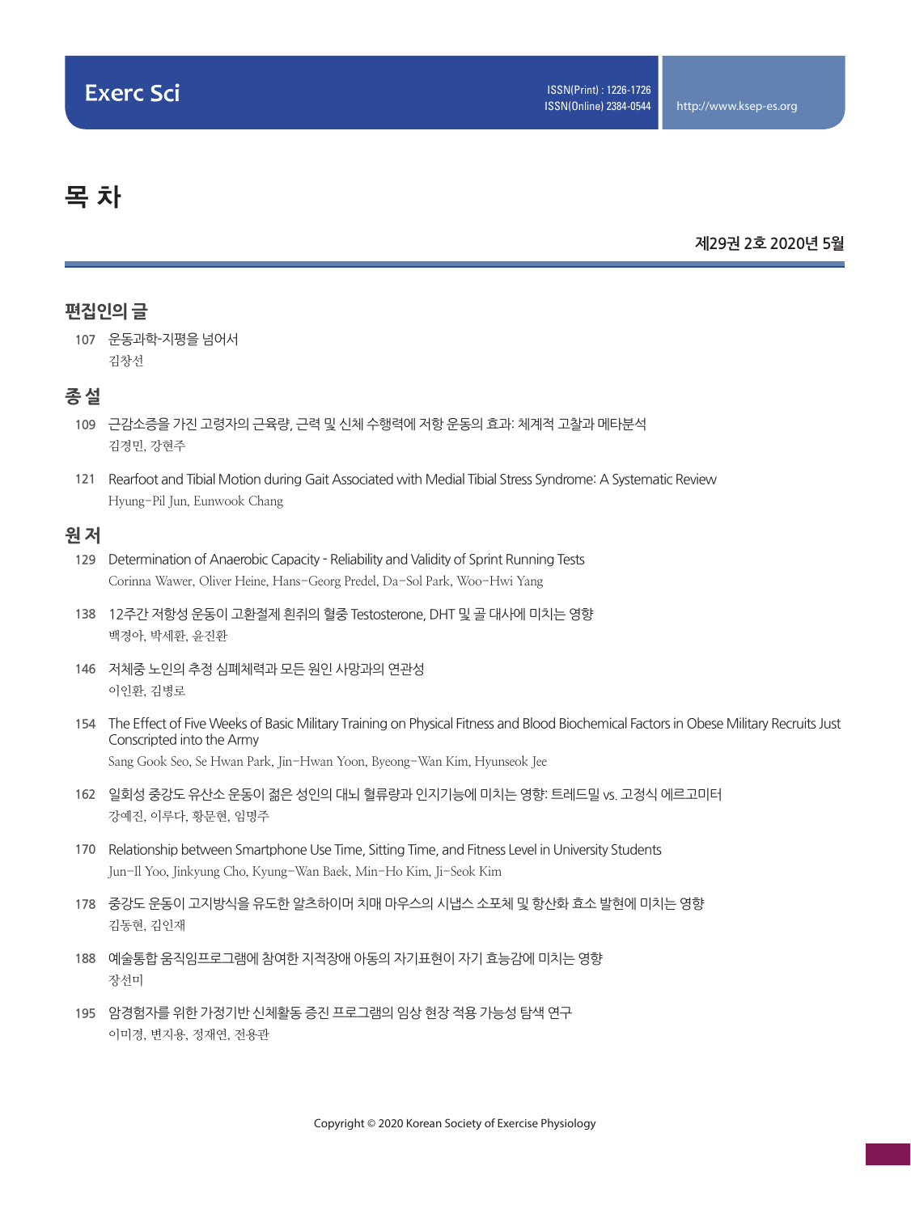# 목 차

**제29권 2호 2020년 5월**

## 편집인의 글

107 운동과학-지평을 넘어서
김창선

## 종 설

109 근감소증을 가진 고령자의 근육량, 근력 및 신체 수행력에 저항 운동의 효과: 체계적 고찰과 메타분석
김경민, 강현주

121 Rearfoot and Tibial Motion during Gait Associated with Medial Tibial Stress Syndrome: A Systematic Review
Hyung-Pil Jun, Eunwook Chang

## 원 저

129 Determination of Anaerobic Capacity - Reliability and Validity of Sprint Running Tests
Corinna Wawer, Oliver Heine, Hans-Georg Predel, Da-Sol Park, Woo-Hwi Yang

138 12주간 저항성 운동이 고환절제 흰쥐의 혈중 Testosterone, DHT 및 골 대사에 미치는 영향
백경아, 박세환, 윤진환

146 저체중 노인의 추정 심폐체력과 모든 원인 사망과의 연관성
이인환, 김병로

154 The Effect of Five Weeks of Basic Military Training on Physical Fitness and Blood Biochemical Factors in Obese Military Recruits Just Conscripted into the Army
Sang Gook Seo, Se Hwan Park, Jin-Hwan Yoon, Byeong-Wan Kim, Hyunseok Jee

162 일회성 중강도 유산소 운동이 젊은 성인의 대뇌 혈류량과 인지기능에 미치는 영향: 트레드밀 vs. 고정식 에르고미터
강예진, 이루다, 황문현, 임명주

170 Relationship between Smartphone Use Time, Sitting Time, and Fitness Level in University Students
Jun-Il Yoo, Jinkyung Cho, Kyung-Wan Baek, Min-Ho Kim, Ji-Seok Kim

178 중강도 운동이 고지방식을 유도한 알츠하이머 치매 마우스의 시냅스 소포체 및 항산화 효소 발현에 미치는 영향
김동현, 김인재

188 예술통합 움직임프로그램에 참여한 지적장애 아동의 자기표현이 자기 효능감에 미치는 영향
장선미

195 암경험자를 위한 가정기반 신체활동 증진 프로그램의 임상 현장 적용 가능성 탐색 연구
이미경, 변지용, 정재연, 전용관

Copyright © 2020 Korean Society of Exercise Physiology